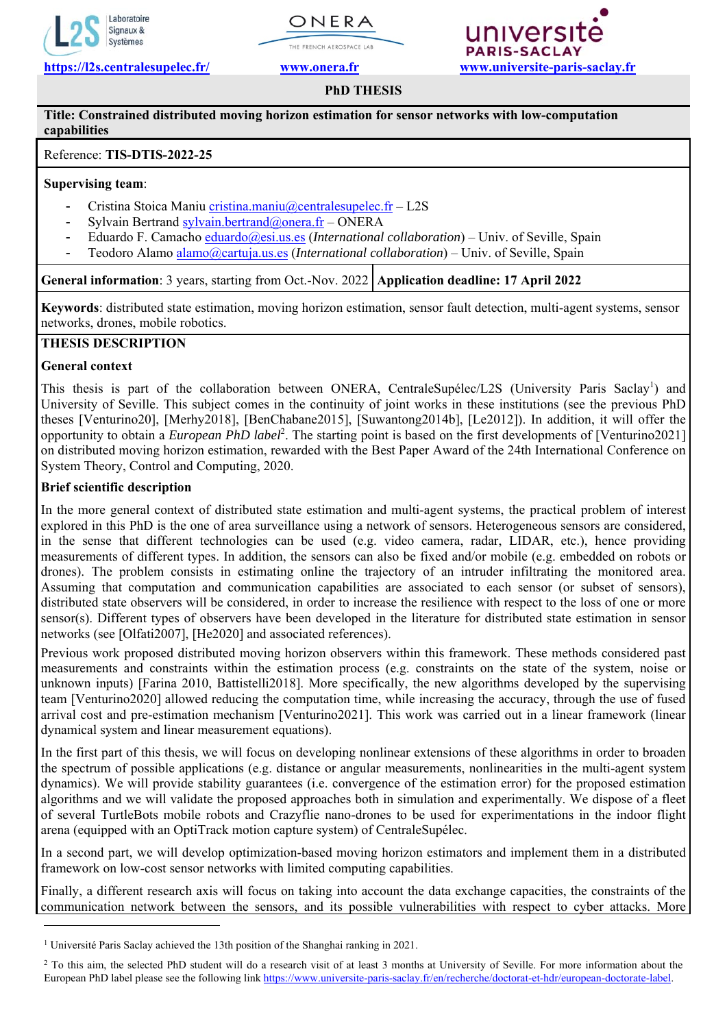Laboratoire Signaux & Systèmes — ONERA THE FRENCH AEROSPACE LAB — université PARIS-SACLAY

https://l2s.centralesupelec.fr/ www.onera.fr www.universite-paris-saclay.fr

**PhD THESIS**

**Title: Constrained distributed moving horizon estimation for sensor networks with low-computation capabilities**

Reference: **TIS-DTIS-2022-25**

**Supervising team**:

- Cristina Stoica Maniu cristina.maniu@centralesupelec.fr – L2S
- Sylvain Bertrand sylvain.bertrand@onera.fr – ONERA
- Eduardo F. Camacho eduardo@esi.us.es (*International collaboration*) – Univ. of Seville, Spain
- Teodoro Alamo alamo@cartuja.us.es (*International collaboration*) – Univ. of Seville, Spain

| **General information**: 3 years, starting from Oct.-Nov. 2022 | **Application deadline: 17 April 2022** |
| --- | --- |

**Keywords**: distributed state estimation, moving horizon estimation, sensor fault detection, multi-agent systems, sensor networks, drones, mobile robotics.

## THESIS DESCRIPTION

### General context

This thesis is part of the collaboration between ONERA, CentraleSupélec/L2S (University Paris Saclay[1]) and University of Seville. This subject comes in the continuity of joint works in these institutions (see the previous PhD theses [Venturino20], [Merhy2018], [BenChabane2015], [Suwantong2014b], [Le2012]). In addition, it will offer the opportunity to obtain a *European PhD label*[2]. The starting point is based on the first developments of [Venturino2021] on distributed moving horizon estimation, rewarded with the Best Paper Award of the 24th International Conference on System Theory, Control and Computing, 2020.

### Brief scientific description

In the more general context of distributed state estimation and multi-agent systems, the practical problem of interest explored in this PhD is the one of area surveillance using a network of sensors. Heterogeneous sensors are considered, in the sense that different technologies can be used (e.g. video camera, radar, LIDAR, etc.), hence providing measurements of different types. In addition, the sensors can also be fixed and/or mobile (e.g. embedded on robots or drones). The problem consists in estimating online the trajectory of an intruder infiltrating the monitored area. Assuming that computation and communication capabilities are associated to each sensor (or subset of sensors), distributed state observers will be considered, in order to increase the resilience with respect to the loss of one or more sensor(s). Different types of observers have been developed in the literature for distributed state estimation in sensor networks (see [Olfati2007], [He2020] and associated references).

Previous work proposed distributed moving horizon observers within this framework. These methods considered past measurements and constraints within the estimation process (e.g. constraints on the state of the system, noise or unknown inputs) [Farina 2010, Battistelli2018]. More specifically, the new algorithms developed by the supervising team [Venturino2020] allowed reducing the computation time, while increasing the accuracy, through the use of fused arrival cost and pre-estimation mechanism [Venturino2021]. This work was carried out in a linear framework (linear dynamical system and linear measurement equations).

In the first part of this thesis, we will focus on developing nonlinear extensions of these algorithms in order to broaden the spectrum of possible applications (e.g. distance or angular measurements, nonlinearities in the multi-agent system dynamics). We will provide stability guarantees (i.e. convergence of the estimation error) for the proposed estimation algorithms and we will validate the proposed approaches both in simulation and experimentally. We dispose of a fleet of several TurtleBots mobile robots and Crazyflie nano-drones to be used for experimentations in the indoor flight arena (equipped with an OptiTrack motion capture system) of CentraleSupélec.

In a second part, we will develop optimization-based moving horizon estimators and implement them in a distributed framework on low-cost sensor networks with limited computing capabilities.

Finally, a different research axis will focus on taking into account the data exchange capacities, the constraints of the communication network between the sensors, and its possible vulnerabilities with respect to cyber attacks. More

---

[1] Université Paris Saclay achieved the 13th position of the Shanghai ranking in 2021.

[2] To this aim, the selected PhD student will do a research visit of at least 3 months at University of Seville. For more information about the European PhD label please see the following link https://www.universite-paris-saclay.fr/en/recherche/doctorat-et-hdr/european-doctorate-label.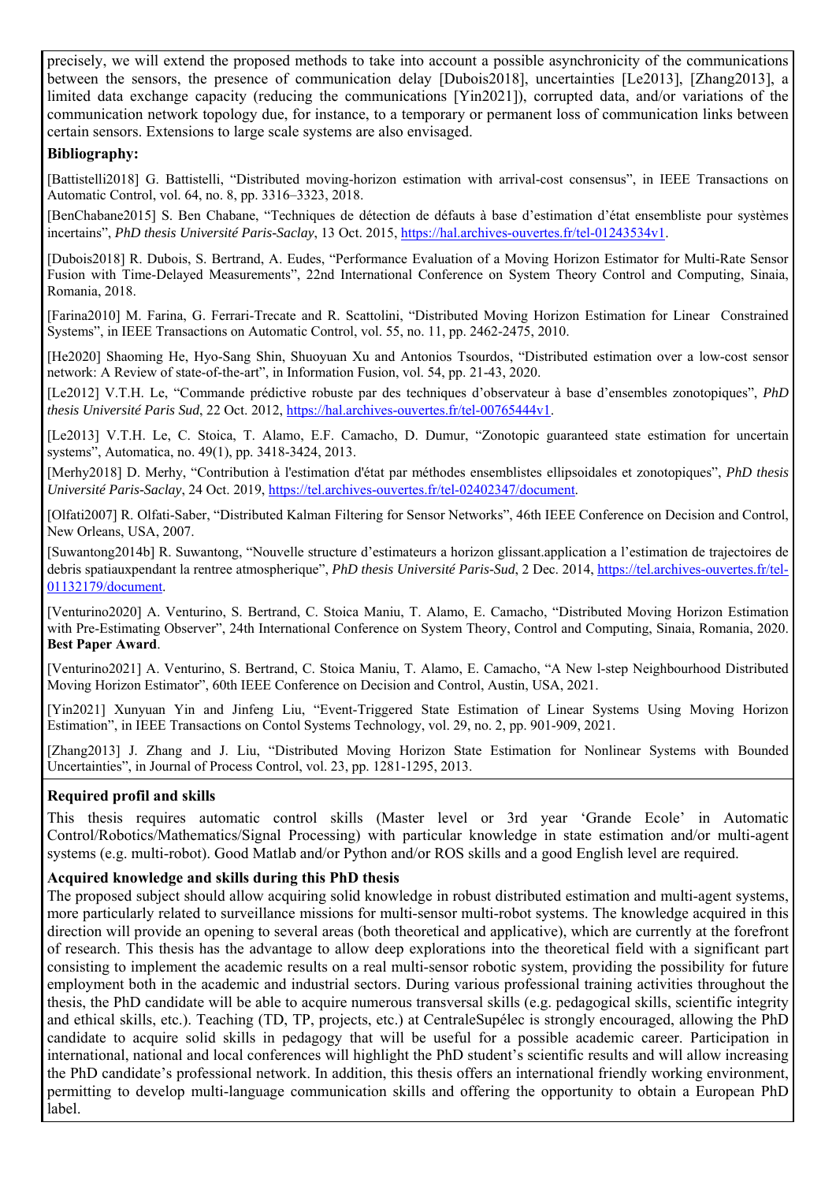precisely, we will extend the proposed methods to take into account a possible asynchronicity of the communications between the sensors, the presence of communication delay [Dubois2018], uncertainties [Le2013], [Zhang2013], a limited data exchange capacity (reducing the communications [Yin2021]), corrupted data, and/or variations of the communication network topology due, for instance, to a temporary or permanent loss of communication links between certain sensors. Extensions to large scale systems are also envisaged.

**Bibliography:**

[Battistelli2018] G. Battistelli, "Distributed moving-horizon estimation with arrival-cost consensus", in IEEE Transactions on Automatic Control, vol. 64, no. 8, pp. 3316–3323, 2018.

[BenChabane2015] S. Ben Chabane, "Techniques de détection de défauts à base d'estimation d'état ensembliste pour systèmes incertains", *PhD thesis Université Paris-Saclay*, 13 Oct. 2015, https://hal.archives-ouvertes.fr/tel-01243534v1.

[Dubois2018] R. Dubois, S. Bertrand, A. Eudes, "Performance Evaluation of a Moving Horizon Estimator for Multi-Rate Sensor Fusion with Time-Delayed Measurements", 22nd International Conference on System Theory Control and Computing, Sinaia, Romania, 2018.

[Farina2010] M. Farina, G. Ferrari-Trecate and R. Scattolini, "Distributed Moving Horizon Estimation for Linear Constrained Systems", in IEEE Transactions on Automatic Control, vol. 55, no. 11, pp. 2462-2475, 2010.

[He2020] Shaoming He, Hyo-Sang Shin, Shuoyuan Xu and Antonios Tsourdos, "Distributed estimation over a low-cost sensor network: A Review of state-of-the-art", in Information Fusion, vol. 54, pp. 21-43, 2020.

[Le2012] V.T.H. Le, "Commande prédictive robuste par des techniques d'observateur à base d'ensembles zonotopiques", *PhD thesis Université Paris Sud*, 22 Oct. 2012, https://hal.archives-ouvertes.fr/tel-00765444v1.

[Le2013] V.T.H. Le, C. Stoica, T. Alamo, E.F. Camacho, D. Dumur, "Zonotopic guaranteed state estimation for uncertain systems", Automatica, no. 49(1), pp. 3418-3424, 2013.

[Merhy2018] D. Merhy, "Contribution à l'estimation d'état par méthodes ensemblistes ellipsoidales et zonotopiques", *PhD thesis Université Paris-Saclay*, 24 Oct. 2019, https://tel.archives-ouvertes.fr/tel-02402347/document.

[Olfati2007] R. Olfati-Saber, "Distributed Kalman Filtering for Sensor Networks", 46th IEEE Conference on Decision and Control, New Orleans, USA, 2007.

[Suwantong2014b] R. Suwantong, "Nouvelle structure d'estimateurs a horizon glissant.application a l'estimation de trajectoires de debris spatiauxpendant la rentree atmospherique", *PhD thesis Université Paris-Sud*, 2 Dec. 2014, https://tel.archives-ouvertes.fr/tel-01132179/document.

[Venturino2020] A. Venturino, S. Bertrand, C. Stoica Maniu, T. Alamo, E. Camacho, "Distributed Moving Horizon Estimation with Pre-Estimating Observer", 24th International Conference on System Theory, Control and Computing, Sinaia, Romania, 2020. **Best Paper Award**.

[Venturino2021] A. Venturino, S. Bertrand, C. Stoica Maniu, T. Alamo, E. Camacho, "A New l-step Neighbourhood Distributed Moving Horizon Estimator", 60th IEEE Conference on Decision and Control, Austin, USA, 2021.

[Yin2021] Xunyuan Yin and Jinfeng Liu, "Event-Triggered State Estimation of Linear Systems Using Moving Horizon Estimation", in IEEE Transactions on Contol Systems Technology, vol. 29, no. 2, pp. 901-909, 2021.

[Zhang2013] J. Zhang and J. Liu, "Distributed Moving Horizon State Estimation for Nonlinear Systems with Bounded Uncertainties", in Journal of Process Control, vol. 23, pp. 1281-1295, 2013.

**Required profil and skills**

This thesis requires automatic control skills (Master level or 3rd year 'Grande Ecole' in Automatic Control/Robotics/Mathematics/Signal Processing) with particular knowledge in state estimation and/or multi-agent systems (e.g. multi-robot). Good Matlab and/or Python and/or ROS skills and a good English level are required.

**Acquired knowledge and skills during this PhD thesis**

The proposed subject should allow acquiring solid knowledge in robust distributed estimation and multi-agent systems, more particularly related to surveillance missions for multi-sensor multi-robot systems. The knowledge acquired in this direction will provide an opening to several areas (both theoretical and applicative), which are currently at the forefront of research. This thesis has the advantage to allow deep explorations into the theoretical field with a significant part consisting to implement the academic results on a real multi-sensor robotic system, providing the possibility for future employment both in the academic and industrial sectors. During various professional training activities throughout the thesis, the PhD candidate will be able to acquire numerous transversal skills (e.g. pedagogical skills, scientific integrity and ethical skills, etc.). Teaching (TD, TP, projects, etc.) at CentraleSupélec is strongly encouraged, allowing the PhD candidate to acquire solid skills in pedagogy that will be useful for a possible academic career. Participation in international, national and local conferences will highlight the PhD student's scientific results and will allow increasing the PhD candidate's professional network. In addition, this thesis offers an international friendly working environment, permitting to develop multi-language communication skills and offering the opportunity to obtain a European PhD label.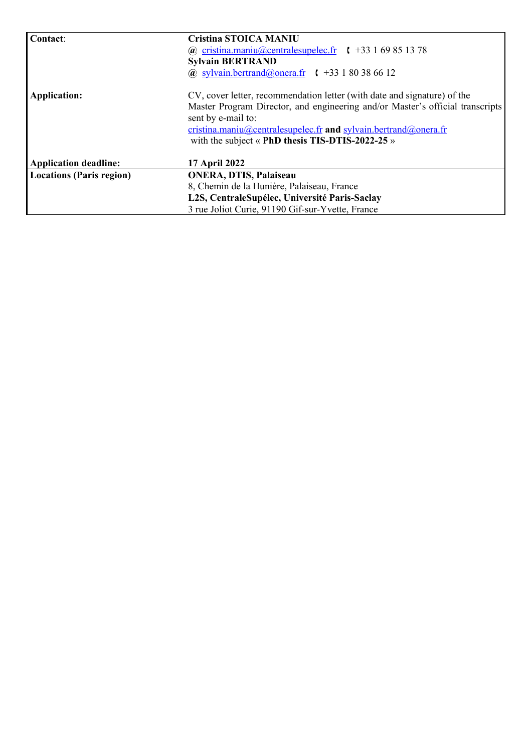| | |
|---|---|
| **Contact**: | **Cristina STOICA MANIU**<br>@ cristina.maniu@centralesupelec.fr ✆ +33 1 69 85 13 78<br>**Sylvain BERTRAND**<br>@ sylvain.bertrand@onera.fr ✆ +33 1 80 38 66 12 |
| **Application:** | CV, cover letter, recommendation letter (with date and signature) of the Master Program Director, and engineering and/or Master's official transcripts sent by e-mail to:<br>cristina.maniu@centralesupelec.fr **and** sylvain.bertrand@onera.fr<br>with the subject « **PhD thesis TIS-DTIS-2022-25** » |
| **Application deadline:** | **17 April 2022** |
| **Locations (Paris region)** | **ONERA, DTIS, Palaiseau**<br>8, Chemin de la Hunière, Palaiseau, France<br>**L2S, CentraleSupélec, Université Paris-Saclay**<br>3 rue Joliot Curie, 91190 Gif-sur-Yvette, France |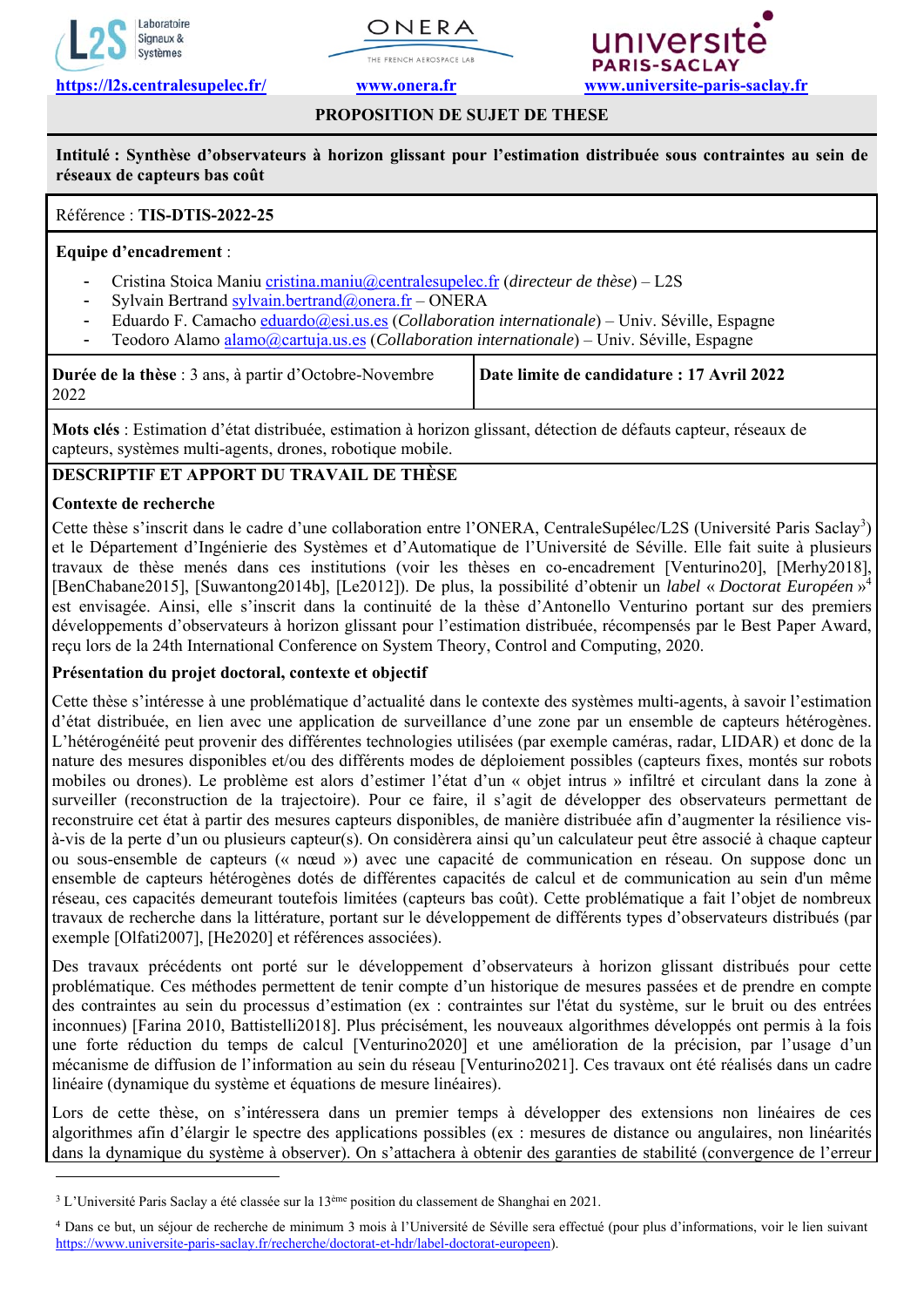Laboratoire Signaux & Systèmes — ONERA THE FRENCH AEROSPACE LAB — université PARIS-SACLAY

https://l2s.centralesupelec.fr/ www.onera.fr www.universite-paris-saclay.fr

## PROPOSITION DE SUJET DE THESE

**Intitulé : Synthèse d'observateurs à horizon glissant pour l'estimation distribuée sous contraintes au sein de réseaux de capteurs bas coût**

Référence : **TIS-DTIS-2022-25**

**Equipe d'encadrement** :

- Cristina Stoica Maniu cristina.maniu@centralesupelec.fr (*directeur de thèse*) – L2S
- Sylvain Bertrand sylvain.bertrand@onera.fr – ONERA
- Eduardo F. Camacho eduardo@esi.us.es (*Collaboration internationale*) – Univ. Séville, Espagne
- Teodoro Alamo alamo@cartuja.us.es (*Collaboration internationale*) – Univ. Séville, Espagne

| **Durée de la thèse** : 3 ans, à partir d'Octobre-Novembre 2022 | **Date limite de candidature : 17 Avril 2022** |
| --- | --- |

**Mots clés** : Estimation d'état distribuée, estimation à horizon glissant, détection de défauts capteur, réseaux de capteurs, systèmes multi-agents, drones, robotique mobile.

## DESCRIPTIF ET APPORT DU TRAVAIL DE THÈSE

### Contexte de recherche

Cette thèse s'inscrit dans le cadre d'une collaboration entre l'ONERA, CentraleSupélec/L2S (Université Paris Saclay[3]) et le Département d'Ingénierie des Systèmes et d'Automatique de l'Université de Séville. Elle fait suite à plusieurs travaux de thèse menés dans ces institutions (voir les thèses en co-encadrement [Venturino20], [Merhy2018], [BenChabane2015], [Suwantong2014b], [Le2012]). De plus, la possibilité d'obtenir un *label* « *Doctorat Européen* »[4] est envisagée. Ainsi, elle s'inscrit dans la continuité de la thèse d'Antonello Venturino portant sur des premiers développements d'observateurs à horizon glissant pour l'estimation distribuée, récompensés par le Best Paper Award, reçu lors de la 24th International Conference on System Theory, Control and Computing, 2020.

### Présentation du projet doctoral, contexte et objectif

Cette thèse s'intéresse à une problématique d'actualité dans le contexte des systèmes multi-agents, à savoir l'estimation d'état distribuée, en lien avec une application de surveillance d'une zone par un ensemble de capteurs hétérogènes. L'hétérogénéité peut provenir des différentes technologies utilisées (par exemple caméras, radar, LIDAR) et donc de la nature des mesures disponibles et/ou des différents modes de déploiement possibles (capteurs fixes, montés sur robots mobiles ou drones). Le problème est alors d'estimer l'état d'un « objet intrus » infiltré et circulant dans la zone à surveiller (reconstruction de la trajectoire). Pour ce faire, il s'agit de développer des observateurs permettant de reconstruire cet état à partir des mesures capteurs disponibles, de manière distribuée afin d'augmenter la résilience vis-à-vis de la perte d'un ou plusieurs capteur(s). On considèrera ainsi qu'un calculateur peut être associé à chaque capteur ou sous-ensemble de capteurs (« nœud ») avec une capacité de communication en réseau. On suppose donc un ensemble de capteurs hétérogènes dotés de différentes capacités de calcul et de communication au sein d'un même réseau, ces capacités demeurant toutefois limitées (capteurs bas coût). Cette problématique a fait l'objet de nombreux travaux de recherche dans la littérature, portant sur le développement de différents types d'observateurs distribués (par exemple [Olfati2007], [He2020] et références associées).

Des travaux précédents ont porté sur le développement d'observateurs à horizon glissant distribués pour cette problématique. Ces méthodes permettent de tenir compte d'un historique de mesures passées et de prendre en compte des contraintes au sein du processus d'estimation (ex : contraintes sur l'état du système, sur le bruit ou des entrées inconnues) [Farina 2010, Battistelli2018]. Plus précisément, les nouveaux algorithmes développés ont permis à la fois une forte réduction du temps de calcul [Venturino2020] et une amélioration de la précision, par l'usage d'un mécanisme de diffusion de l'information au sein du réseau [Venturino2021]. Ces travaux ont été réalisés dans un cadre linéaire (dynamique du système et équations de mesure linéaires).

Lors de cette thèse, on s'intéressera dans un premier temps à développer des extensions non linéaires de ces algorithmes afin d'élargir le spectre des applications possibles (ex : mesures de distance ou angulaires, non linéarités dans la dynamique du système à observer). On s'attachera à obtenir des garanties de stabilité (convergence de l'erreur

[3] L'Université Paris Saclay a été classée sur la 13ème position du classement de Shanghai en 2021.

[4] Dans ce but, un séjour de recherche de minimum 3 mois à l'Université de Séville sera effectué (pour plus d'informations, voir le lien suivant https://www.universite-paris-saclay.fr/recherche/doctorat-et-hdr/label-doctorat-europeen).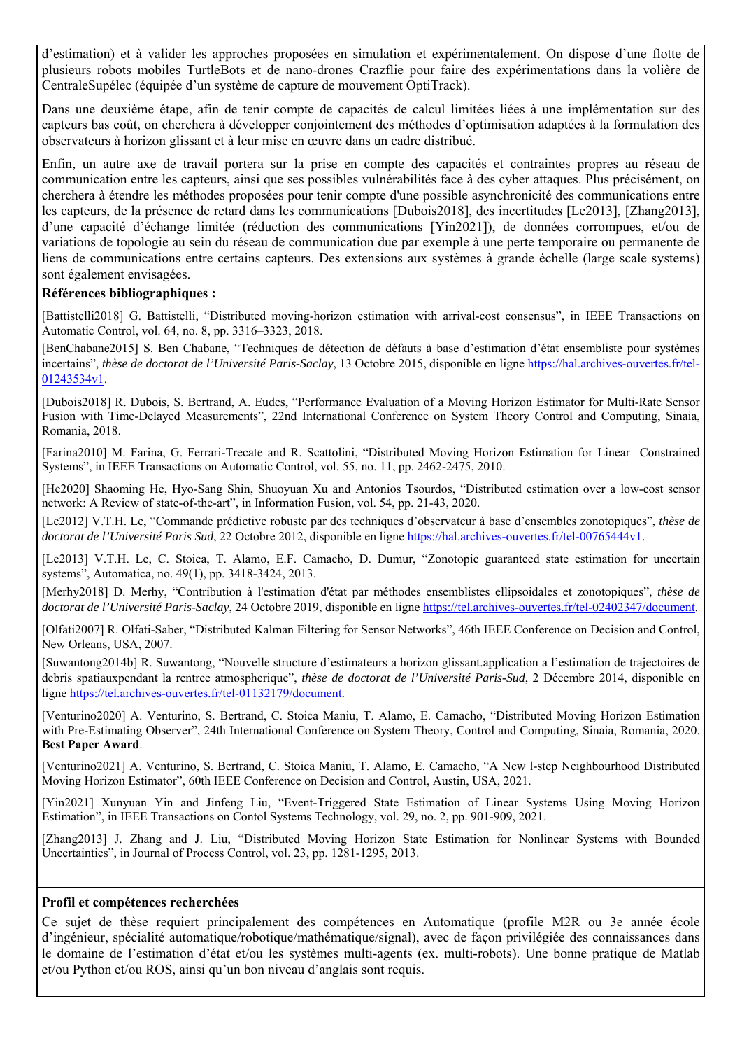d'estimation) et à valider les approches proposées en simulation et expérimentalement. On dispose d'une flotte de plusieurs robots mobiles TurtleBots et de nano-drones Crazflie pour faire des expérimentations dans la volière de CentraleSupélec (équipée d'un système de capture de mouvement OptiTrack).

Dans une deuxième étape, afin de tenir compte de capacités de calcul limitées liées à une implémentation sur des capteurs bas coût, on cherchera à développer conjointement des méthodes d'optimisation adaptées à la formulation des observateurs à horizon glissant et à leur mise en œuvre dans un cadre distribué.

Enfin, un autre axe de travail portera sur la prise en compte des capacités et contraintes propres au réseau de communication entre les capteurs, ainsi que ses possibles vulnérabilités face à des cyber attaques. Plus précisément, on cherchera à étendre les méthodes proposées pour tenir compte d'une possible asynchronicité des communications entre les capteurs, de la présence de retard dans les communications [Dubois2018], des incertitudes [Le2013], [Zhang2013], d'une capacité d'échange limitée (réduction des communications [Yin2021]), de données corrompues, et/ou de variations de topologie au sein du réseau de communication due par exemple à une perte temporaire ou permanente de liens de communications entre certains capteurs. Des extensions aux systèmes à grande échelle (large scale systems) sont également envisagées.

**Références bibliographiques :**

[Battistelli2018] G. Battistelli, "Distributed moving-horizon estimation with arrival-cost consensus", in IEEE Transactions on Automatic Control, vol. 64, no. 8, pp. 3316–3323, 2018.

[BenChabane2015] S. Ben Chabane, "Techniques de détection de défauts à base d'estimation d'état ensembliste pour systèmes incertains", *thèse de doctorat de l'Université Paris-Saclay*, 13 Octobre 2015, disponible en ligne https://hal.archives-ouvertes.fr/tel-01243534v1.

[Dubois2018] R. Dubois, S. Bertrand, A. Eudes, "Performance Evaluation of a Moving Horizon Estimator for Multi-Rate Sensor Fusion with Time-Delayed Measurements", 22nd International Conference on System Theory Control and Computing, Sinaia, Romania, 2018.

[Farina2010] M. Farina, G. Ferrari-Trecate and R. Scattolini, "Distributed Moving Horizon Estimation for Linear Constrained Systems", in IEEE Transactions on Automatic Control, vol. 55, no. 11, pp. 2462-2475, 2010.

[He2020] Shaoming He, Hyo-Sang Shin, Shuoyuan Xu and Antonios Tsourdos, "Distributed estimation over a low-cost sensor network: A Review of state-of-the-art", in Information Fusion, vol. 54, pp. 21-43, 2020.

[Le2012] V.T.H. Le, "Commande prédictive robuste par des techniques d'observateur à base d'ensembles zonotopiques", *thèse de doctorat de l'Université Paris Sud*, 22 Octobre 2012, disponible en ligne https://hal.archives-ouvertes.fr/tel-00765444v1.

[Le2013] V.T.H. Le, C. Stoica, T. Alamo, E.F. Camacho, D. Dumur, "Zonotopic guaranteed state estimation for uncertain systems", Automatica, no. 49(1), pp. 3418-3424, 2013.

[Merhy2018] D. Merhy, "Contribution à l'estimation d'état par méthodes ensemblistes ellipsoidales et zonotopiques", *thèse de doctorat de l'Université Paris-Saclay*, 24 Octobre 2019, disponible en ligne https://tel.archives-ouvertes.fr/tel-02402347/document.

[Olfati2007] R. Olfati-Saber, "Distributed Kalman Filtering for Sensor Networks", 46th IEEE Conference on Decision and Control, New Orleans, USA, 2007.

[Suwantong2014b] R. Suwantong, "Nouvelle structure d'estimateurs a horizon glissant.application a l'estimation de trajectoires de debris spatiauxpendant la rentree atmospherique", *thèse de doctorat de l'Université Paris-Sud*, 2 Décembre 2014, disponible en ligne https://tel.archives-ouvertes.fr/tel-01132179/document.

[Venturino2020] A. Venturino, S. Bertrand, C. Stoica Maniu, T. Alamo, E. Camacho, "Distributed Moving Horizon Estimation with Pre-Estimating Observer", 24th International Conference on System Theory, Control and Computing, Sinaia, Romania, 2020. **Best Paper Award**.

[Venturino2021] A. Venturino, S. Bertrand, C. Stoica Maniu, T. Alamo, E. Camacho, "A New l-step Neighbourhood Distributed Moving Horizon Estimator", 60th IEEE Conference on Decision and Control, Austin, USA, 2021.

[Yin2021] Xunyuan Yin and Jinfeng Liu, "Event-Triggered State Estimation of Linear Systems Using Moving Horizon Estimation", in IEEE Transactions on Contol Systems Technology, vol. 29, no. 2, pp. 901-909, 2021.

[Zhang2013] J. Zhang and J. Liu, "Distributed Moving Horizon State Estimation for Nonlinear Systems with Bounded Uncertainties", in Journal of Process Control, vol. 23, pp. 1281-1295, 2013.

**Profil et compétences recherchées**

Ce sujet de thèse requiert principalement des compétences en Automatique (profile M2R ou 3e année école d'ingénieur, spécialité automatique/robotique/mathématique/signal), avec de façon privilégiée des connaissances dans le domaine de l'estimation d'état et/ou les systèmes multi-agents (ex. multi-robots). Une bonne pratique de Matlab et/ou Python et/ou ROS, ainsi qu'un bon niveau d'anglais sont requis.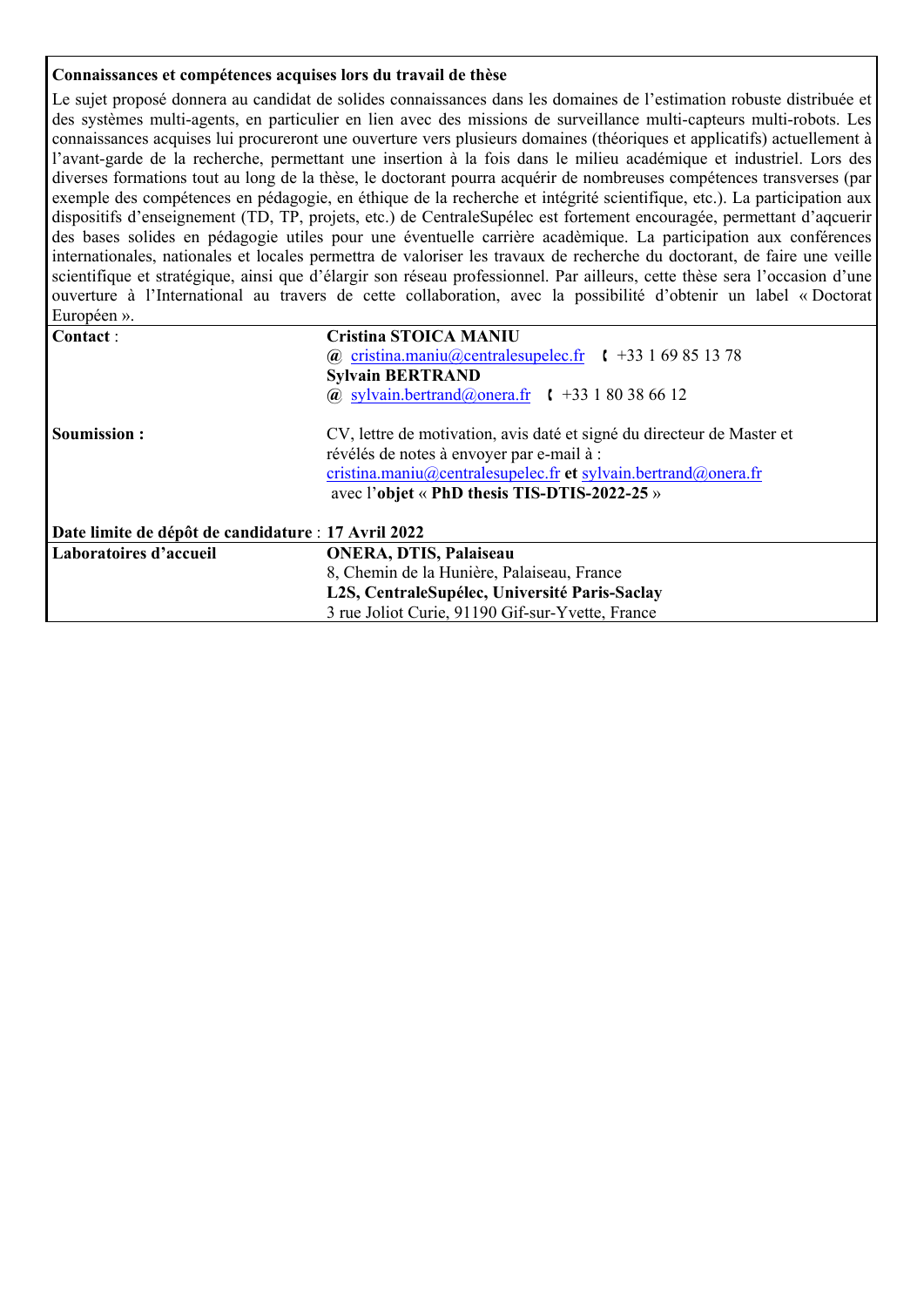**Connaissances et compétences acquises lors du travail de thèse**

Le sujet proposé donnera au candidat de solides connaissances dans les domaines de l'estimation robuste distribuée et des systèmes multi-agents, en particulier en lien avec des missions de surveillance multi-capteurs multi-robots. Les connaissances acquises lui procureront une ouverture vers plusieurs domaines (théoriques et applicatifs) actuellement à l'avant-garde de la recherche, permettant une insertion à la fois dans le milieu académique et industriel. Lors des diverses formations tout au long de la thèse, le doctorant pourra acquérir de nombreuses compétences transverses (par exemple des compétences en pédagogie, en éthique de la recherche et intégrité scientifique, etc.). La participation aux dispositifs d'enseignement (TD, TP, projets, etc.) de CentraleSupélec est fortement encouragée, permettant d'aqcuerir des bases solides en pédagogie utiles pour une éventuelle carrière académique. La participation aux conférences internationales, nationales et locales permettra de valoriser les travaux de recherche du doctorant, de faire une veille scientifique et stratégique, ainsi que d'élargir son réseau professionnel. Par ailleurs, cette thèse sera l'occasion d'une ouverture à l'International au travers de cette collaboration, avec la possibilité d'obtenir un label « Doctorat Européen ».

| | |
|---|---|
| **Contact** : | **Cristina STOICA MANIU**<br>@ cristina.maniu@centralesupelec.fr ☎ +33 1 69 85 13 78<br>**Sylvain BERTRAND**<br>@ sylvain.bertrand@onera.fr ☎ +33 1 80 38 66 12 |
| **Soumission :** | CV, lettre de motivation, avis daté et signé du directeur de Master et révélés de notes à envoyer par e-mail à :<br>cristina.maniu@centralesupelec.fr **et** sylvain.bertrand@onera.fr<br>avec l'**objet** « **PhD thesis TIS-DTIS-2022-25** » |
| **Date limite de dépôt de candidature** : **17 Avril 2022** | |
| **Laboratoires d'accueil** | **ONERA, DTIS, Palaiseau**<br>8, Chemin de la Hunière, Palaiseau, France<br>**L2S, CentraleSupélec, Université Paris-Saclay**<br>3 rue Joliot Curie, 91190 Gif-sur-Yvette, France |